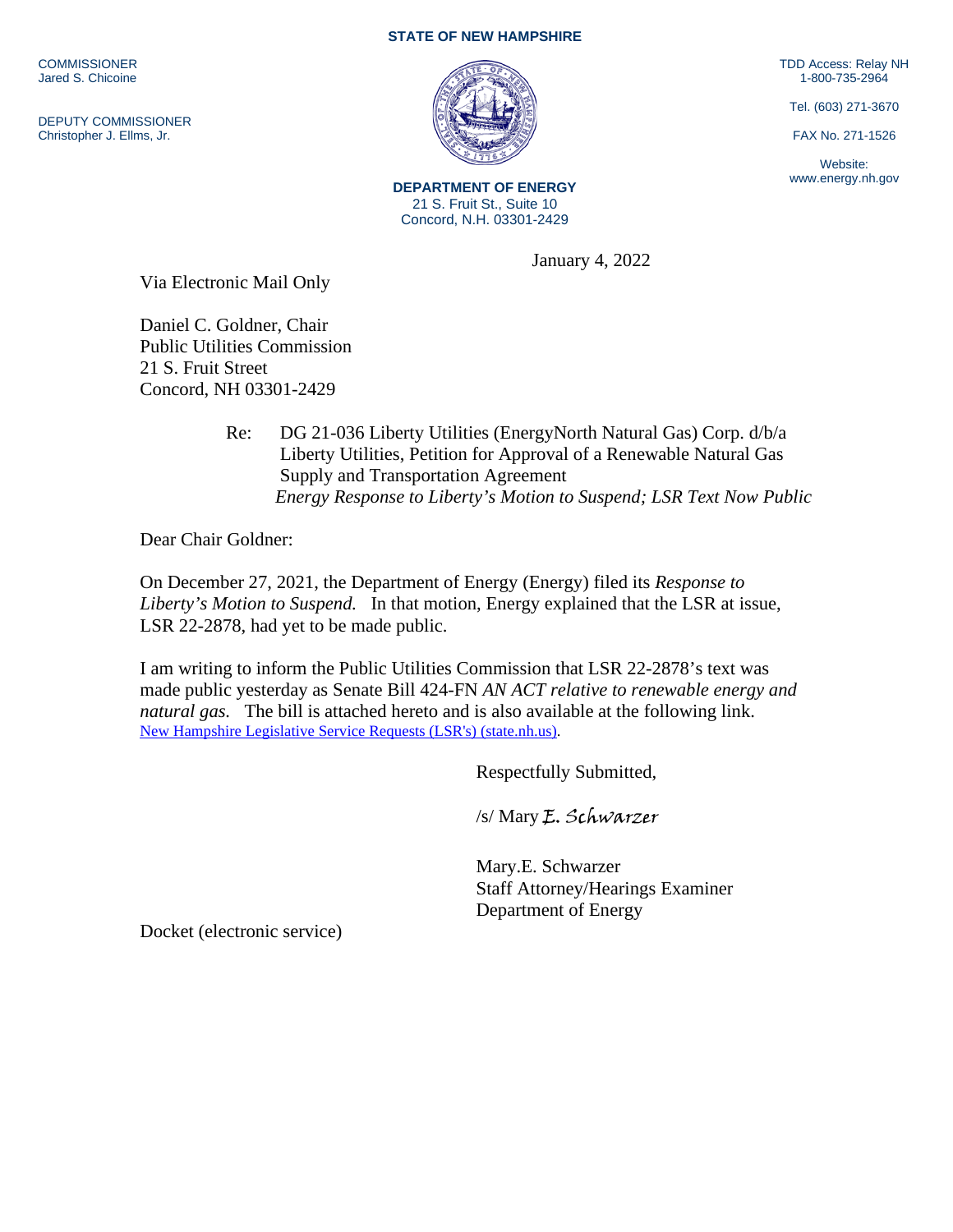**STATE OF NEW HAMPSHIRE**

COMMISSIONER
Jared S. Chicoine

DEPUTY COMMISSIONER
Christopher J. Ellms, Jr.

TDD Access: Relay NH
1-800-735-2964

Tel. (603) 271-3670

FAX No. 271-1526

Website:
www.energy.nh.gov

**DEPARTMENT OF ENERGY**
21 S. Fruit St., Suite 10
Concord, N.H. 03301-2429

January 4, 2022

Via Electronic Mail Only

Daniel C. Goldner, Chair
Public Utilities Commission
21 S. Fruit Street
Concord, NH 03301-2429

Re: DG 21-036 Liberty Utilities (EnergyNorth Natural Gas) Corp. d/b/a Liberty Utilities, Petition for Approval of a Renewable Natural Gas Supply and Transportation Agreement
*Energy Response to Liberty's Motion to Suspend; LSR Text Now Public*

Dear Chair Goldner:

On December 27, 2021, the Department of Energy (Energy) filed its *Response to Liberty's Motion to Suspend.* In that motion, Energy explained that the LSR at issue, LSR 22-2878, had yet to be made public.

I am writing to inform the Public Utilities Commission that LSR 22-2878's text was made public yesterday as Senate Bill 424-FN *AN ACT relative to renewable energy and natural gas.* The bill is attached hereto and is also available at the following link. [New Hampshire Legislative Service Requests (LSR's) (state.nh.us)](New Hampshire Legislative Service Requests (LSR's) (state.nh.us)).

Respectfully Submitted,

/s/ Mary *E. Schwarzer*

Mary.E. Schwarzer
Staff Attorney/Hearings Examiner
Department of Energy

Docket (electronic service)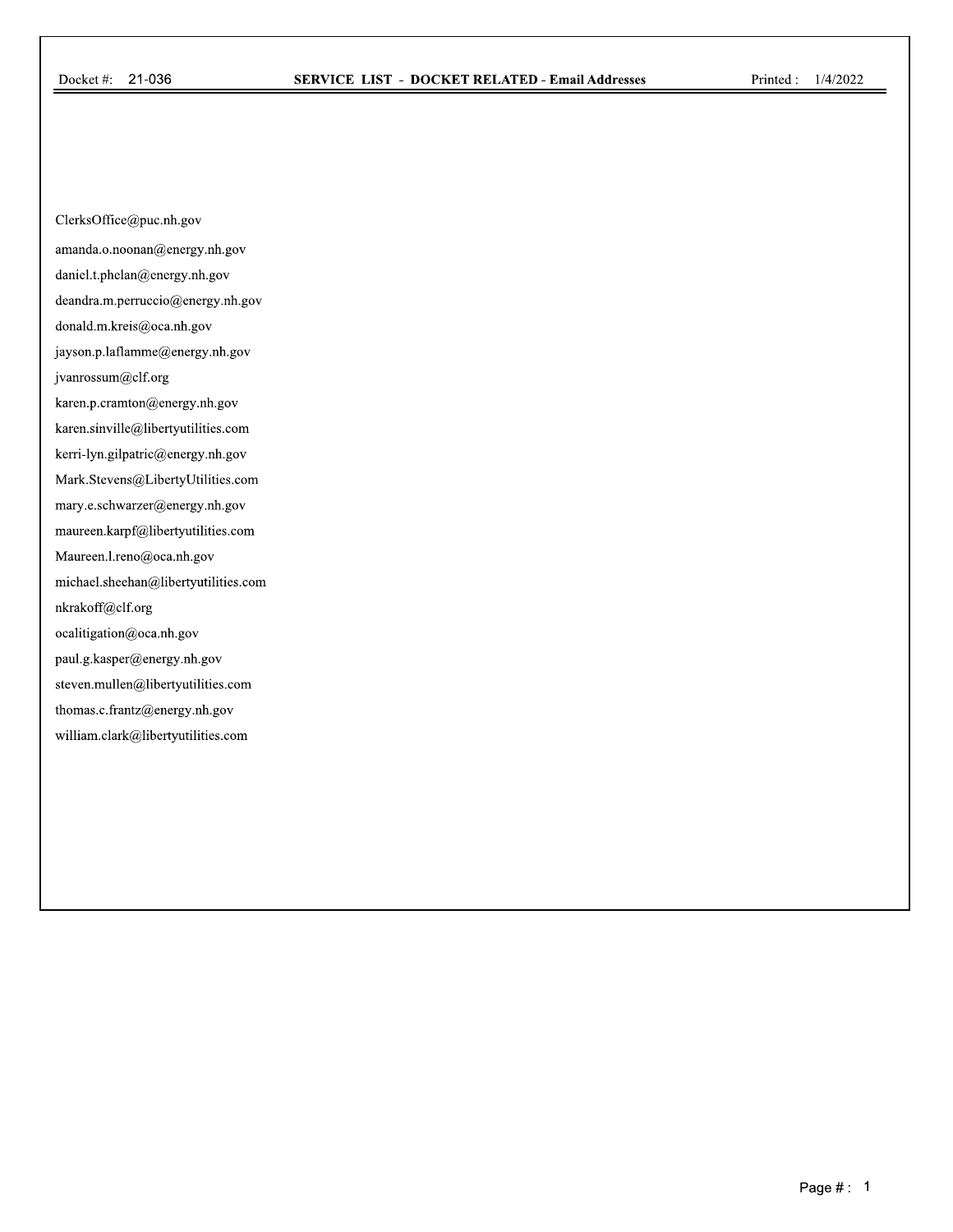Docket #: 21-036 **SERVICE LIST - DOCKET RELATED - Email Addresses** Printed : 1/4/2022

ClerksOffice@puc.nh.gov

amanda.o.noonan@energy.nh.gov

daniel.t.phelan@energy.nh.gov

deandra.m.perruccio@energy.nh.gov

donald.m.kreis@oca.nh.gov

jayson.p.laflamme@energy.nh.gov

jvanrossum@clf.org

karen.p.cramton@energy.nh.gov

karen.sinville@libertyutilities.com

kerri-lyn.gilpatric@energy.nh.gov

Mark.Stevens@LibertyUtilities.com

mary.e.schwarzer@energy.nh.gov

maureen.karpf@libertyutilities.com

Maureen.l.reno@oca.nh.gov

michael.sheehan@libertyutilities.com

nkrakoff@clf.org

ocalitigation@oca.nh.gov

paul.g.kasper@energy.nh.gov

steven.mullen@libertyutilities.com

thomas.c.frantz@energy.nh.gov

william.clark@libertyutilities.com